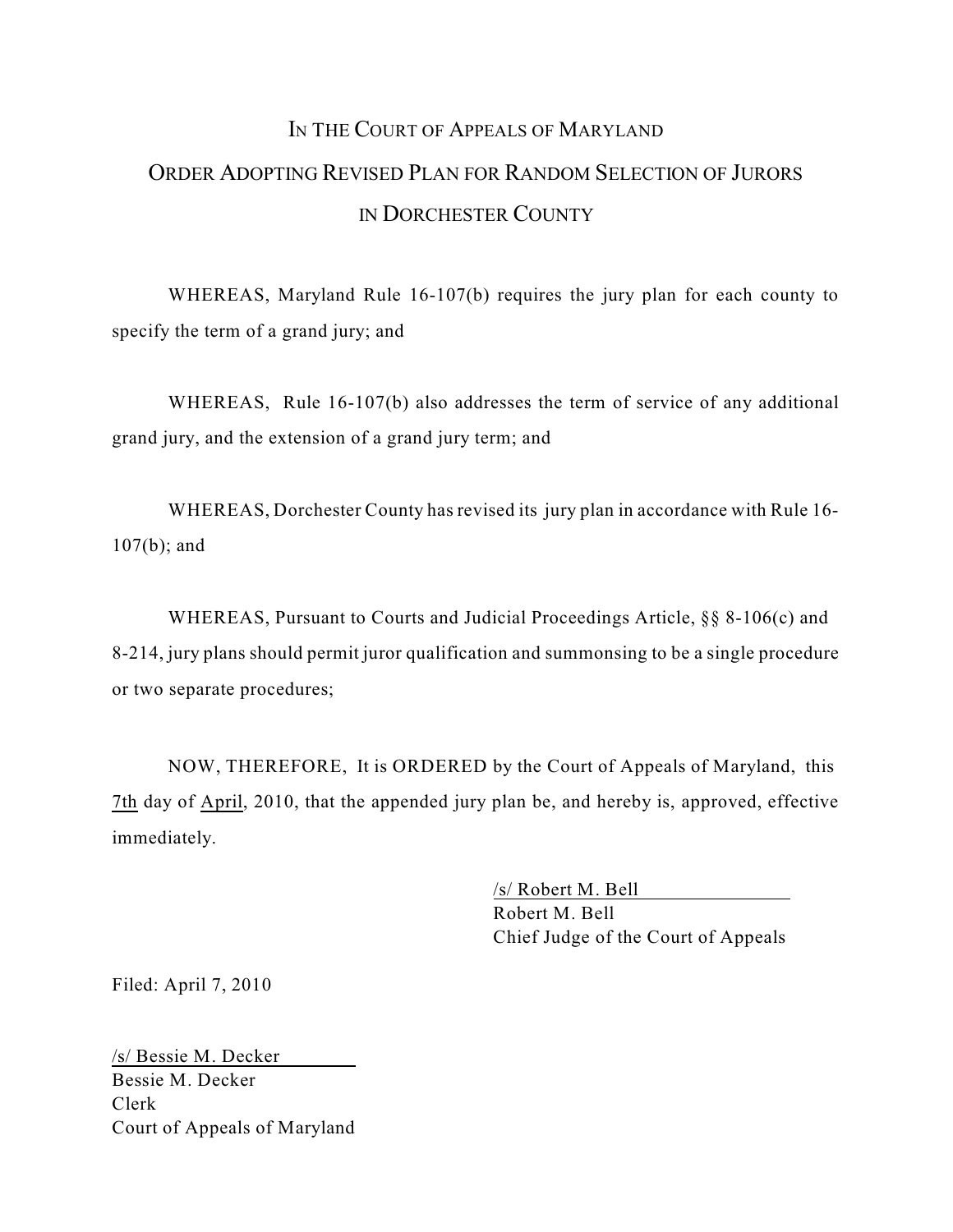# IN THE COURT OF APPEALS OF MARYLAND

## ORDER ADOPTING REVISED PLAN FOR RANDOM SELECTION OF JURORS IN DORCHESTER COUNTY

WHEREAS, Maryland Rule 16-107(b) requires the jury plan for each county to specify the term of a grand jury; and

WHEREAS, Rule 16-107(b) also addresses the term of service of any additional grand jury, and the extension of a grand jury term; and

WHEREAS, Dorchester County has revised its jury plan in accordance with Rule 16-107(b); and

WHEREAS, Pursuant to Courts and Judicial Proceedings Article, §§ 8-106(c) and 8-214, jury plans should permit juror qualification and summonsing to be a single procedure or two separate procedures;

NOW, THEREFORE, It is ORDERED by the Court of Appeals of Maryland, this 7th day of April, 2010, that the appended jury plan be, and hereby is, approved, effective immediately.

/s/ Robert M. Bell
Robert M. Bell
Chief Judge of the Court of Appeals

Filed: April 7, 2010

/s/ Bessie M. Decker
Bessie M. Decker
Clerk
Court of Appeals of Maryland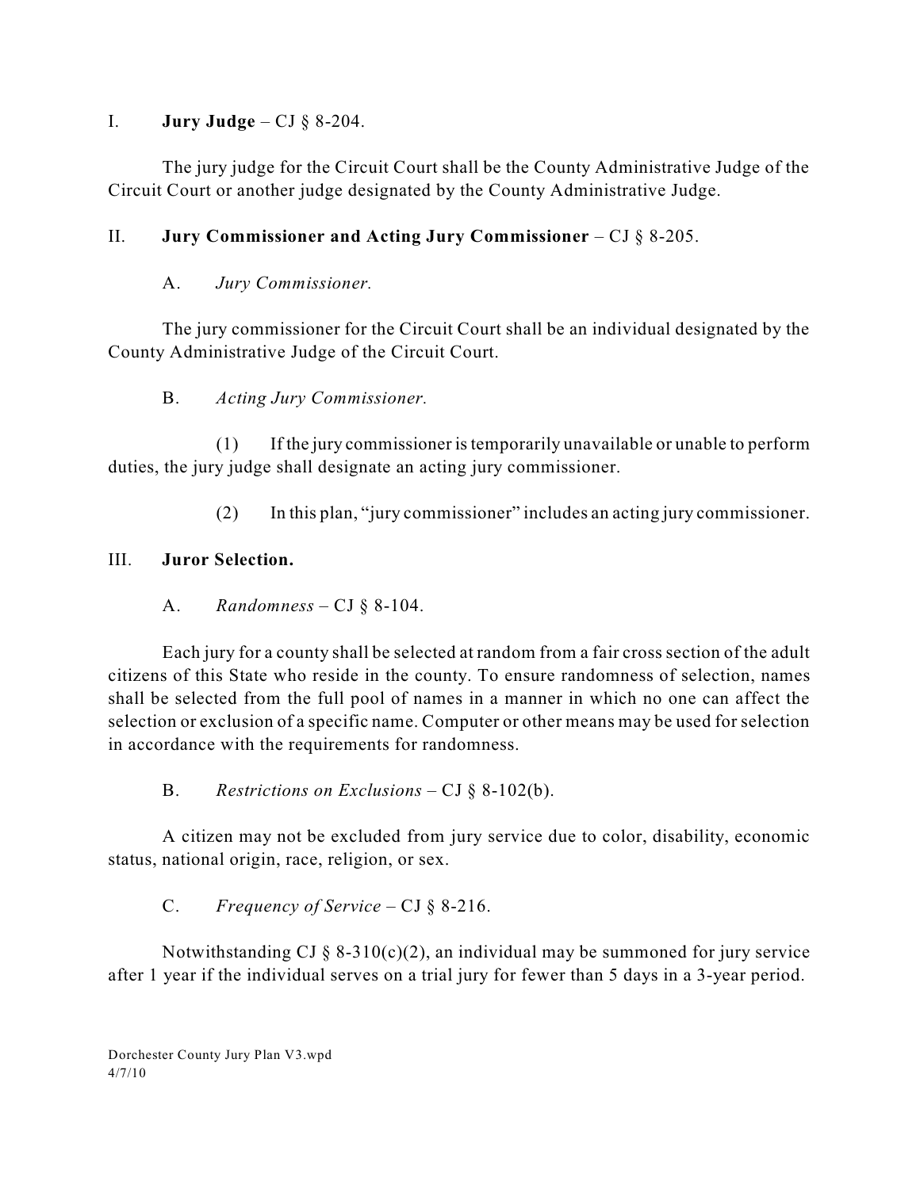## I. **Jury Judge** – CJ § 8-204.

The jury judge for the Circuit Court shall be the County Administrative Judge of the Circuit Court or another judge designated by the County Administrative Judge.

## II. **Jury Commissioner and Acting Jury Commissioner** – CJ § 8-205.

### A. *Jury Commissioner.*

The jury commissioner for the Circuit Court shall be an individual designated by the County Administrative Judge of the Circuit Court.

### B. *Acting Jury Commissioner.*

(1) If the jury commissioner is temporarily unavailable or unable to perform duties, the jury judge shall designate an acting jury commissioner.

(2) In this plan, "jury commissioner" includes an acting jury commissioner.

## III. **Juror Selection.**

### A. *Randomness* – CJ § 8-104.

Each jury for a county shall be selected at random from a fair cross section of the adult citizens of this State who reside in the county. To ensure randomness of selection, names shall be selected from the full pool of names in a manner in which no one can affect the selection or exclusion of a specific name. Computer or other means may be used for selection in accordance with the requirements for randomness.

### B. *Restrictions on Exclusions* – CJ § 8-102(b).

A citizen may not be excluded from jury service due to color, disability, economic status, national origin, race, religion, or sex.

### C. *Frequency of Service* – CJ § 8-216.

Notwithstanding CJ § 8-310(c)(2), an individual may be summoned for jury service after 1 year if the individual serves on a trial jury for fewer than 5 days in a 3-year period.

Dorchester County Jury Plan V3.wpd
4/7/10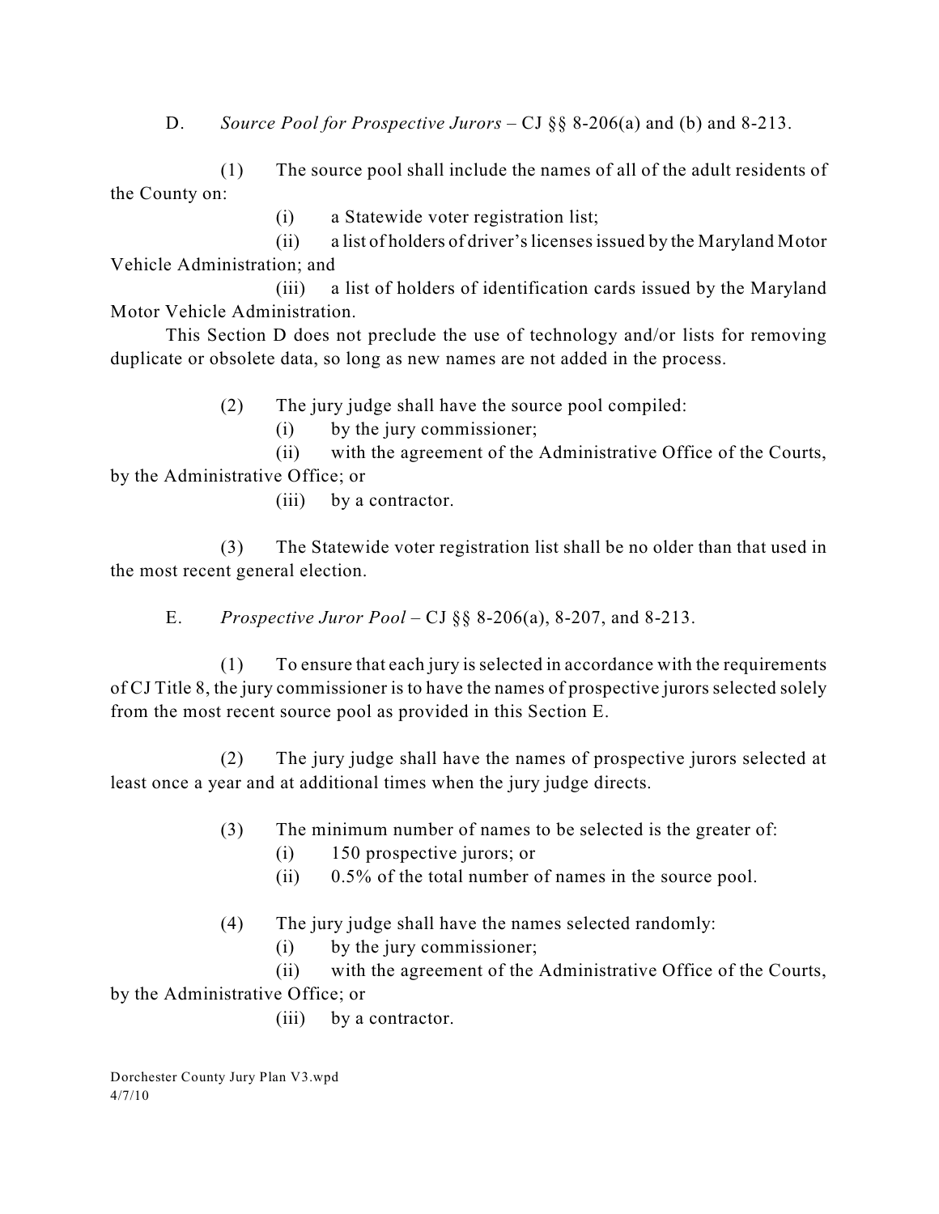D. *Source Pool for Prospective Jurors* – CJ §§ 8-206(a) and (b) and 8-213.

(1) The source pool shall include the names of all of the adult residents of the County on:

(i) a Statewide voter registration list;

(ii) a list of holders of driver's licenses issued by the Maryland Motor Vehicle Administration; and

(iii) a list of holders of identification cards issued by the Maryland Motor Vehicle Administration.

This Section D does not preclude the use of technology and/or lists for removing duplicate or obsolete data, so long as new names are not added in the process.

(2) The jury judge shall have the source pool compiled:

(i) by the jury commissioner;

(ii) with the agreement of the Administrative Office of the Courts, by the Administrative Office; or

(iii) by a contractor.

(3) The Statewide voter registration list shall be no older than that used in the most recent general election.

E. *Prospective Juror Pool* – CJ §§ 8-206(a), 8-207, and 8-213.

(1) To ensure that each jury is selected in accordance with the requirements of CJ Title 8, the jury commissioner is to have the names of prospective jurors selected solely from the most recent source pool as provided in this Section E.

(2) The jury judge shall have the names of prospective jurors selected at least once a year and at additional times when the jury judge directs.

(3) The minimum number of names to be selected is the greater of:

(i) 150 prospective jurors; or

(ii) 0.5% of the total number of names in the source pool.

(4) The jury judge shall have the names selected randomly:

(i) by the jury commissioner;

(ii) with the agreement of the Administrative Office of the Courts, by the Administrative Office; or

(iii) by a contractor.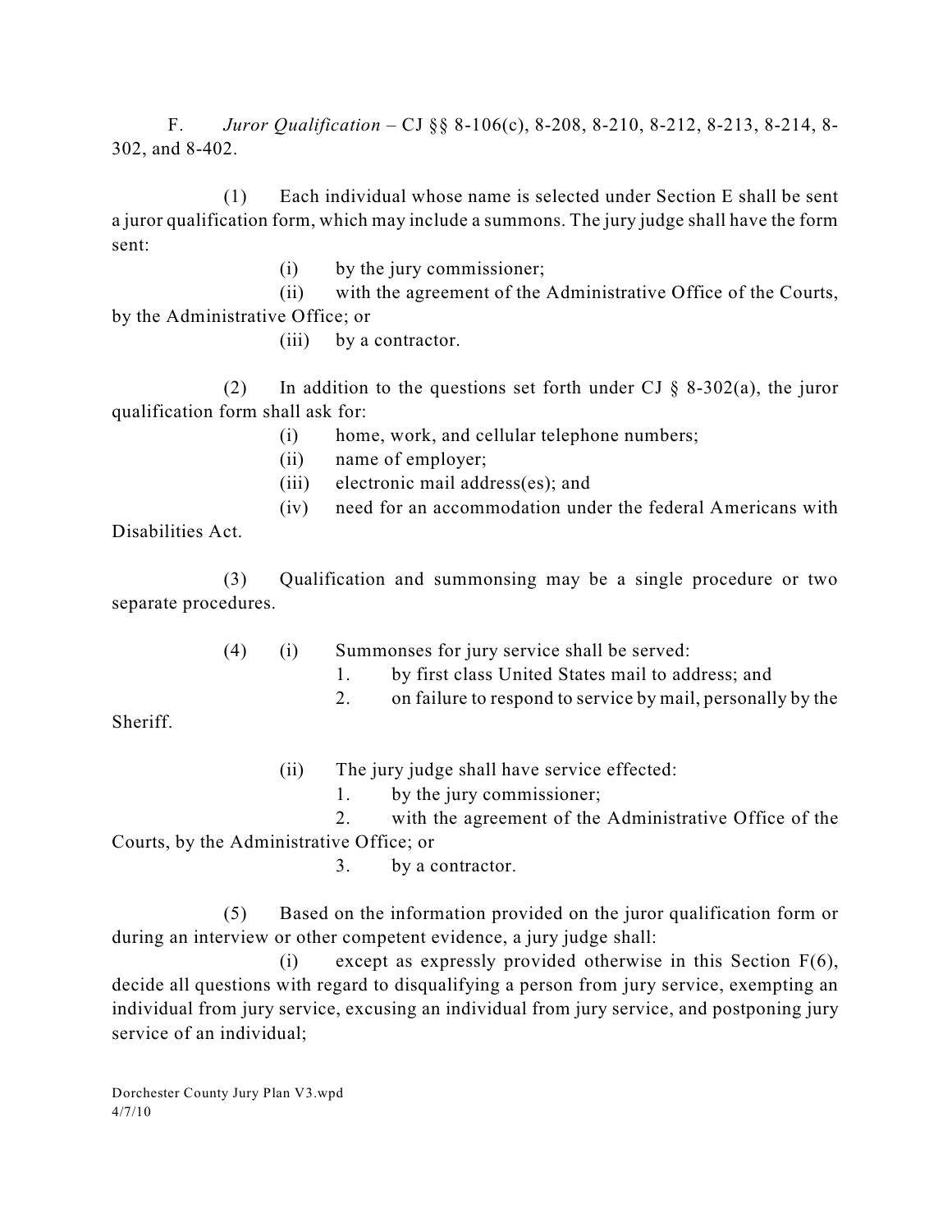F. *Juror Qualification* – CJ §§ 8-106(c), 8-208, 8-210, 8-212, 8-213, 8-214, 8-302, and 8-402.

(1) Each individual whose name is selected under Section E shall be sent a juror qualification form, which may include a summons. The jury judge shall have the form sent:

(i) by the jury commissioner;

(ii) with the agreement of the Administrative Office of the Courts, by the Administrative Office; or

(iii) by a contractor.

(2) In addition to the questions set forth under CJ § 8-302(a), the juror qualification form shall ask for:

(i) home, work, and cellular telephone numbers;

(ii) name of employer;

(iii) electronic mail address(es); and

(iv) need for an accommodation under the federal Americans with Disabilities Act.

(3) Qualification and summonsing may be a single procedure or two separate procedures.

(4) (i) Summonses for jury service shall be served:

1. by first class United States mail to address; and

2. on failure to respond to service by mail, personally by the Sheriff.

(ii) The jury judge shall have service effected:

1. by the jury commissioner;

2. with the agreement of the Administrative Office of the Courts, by the Administrative Office; or

3. by a contractor.

(5) Based on the information provided on the juror qualification form or during an interview or other competent evidence, a jury judge shall:

(i) except as expressly provided otherwise in this Section F(6), decide all questions with regard to disqualifying a person from jury service, exempting an individual from jury service, excusing an individual from jury service, and postponing jury service of an individual;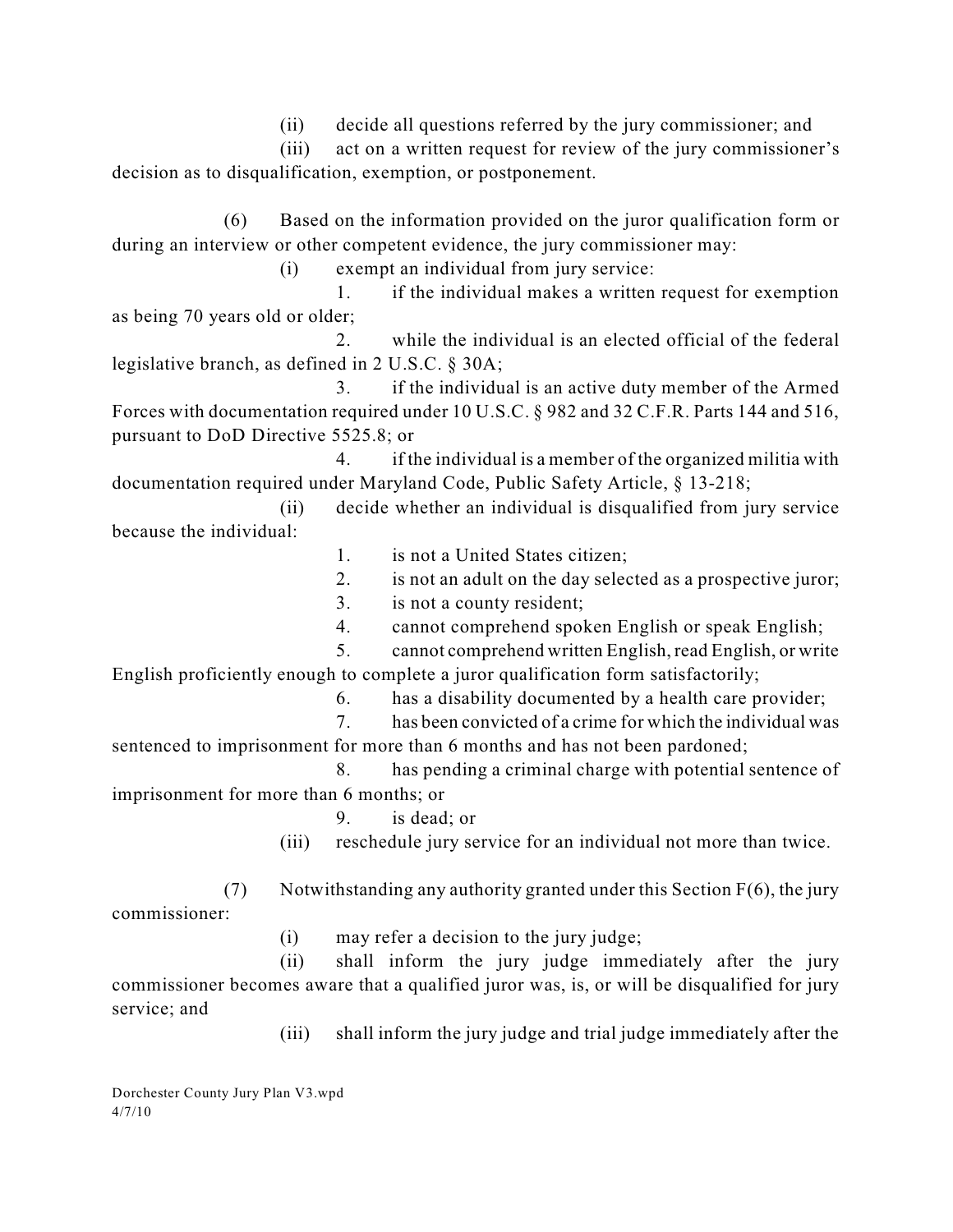(ii) decide all questions referred by the jury commissioner; and

(iii) act on a written request for review of the jury commissioner's decision as to disqualification, exemption, or postponement.

(6) Based on the information provided on the juror qualification form or during an interview or other competent evidence, the jury commissioner may:

(i) exempt an individual from jury service:

1. if the individual makes a written request for exemption as being 70 years old or older;

2. while the individual is an elected official of the federal legislative branch, as defined in 2 U.S.C. § 30A;

3. if the individual is an active duty member of the Armed Forces with documentation required under 10 U.S.C. § 982 and 32 C.F.R. Parts 144 and 516, pursuant to DoD Directive 5525.8; or

4. if the individual is a member of the organized militia with documentation required under Maryland Code, Public Safety Article, § 13-218;

(ii) decide whether an individual is disqualified from jury service because the individual:

1. is not a United States citizen;

2. is not an adult on the day selected as a prospective juror;

3. is not a county resident;

4. cannot comprehend spoken English or speak English;

5. cannot comprehend written English, read English, or write English proficiently enough to complete a juror qualification form satisfactorily;

6. has a disability documented by a health care provider;

7. has been convicted of a crime for which the individual was sentenced to imprisonment for more than 6 months and has not been pardoned;

8. has pending a criminal charge with potential sentence of imprisonment for more than 6 months; or

9. is dead; or

(iii) reschedule jury service for an individual not more than twice.

(7) Notwithstanding any authority granted under this Section F(6), the jury commissioner:

(i) may refer a decision to the jury judge;

(ii) shall inform the jury judge immediately after the jury commissioner becomes aware that a qualified juror was, is, or will be disqualified for jury service; and

(iii) shall inform the jury judge and trial judge immediately after the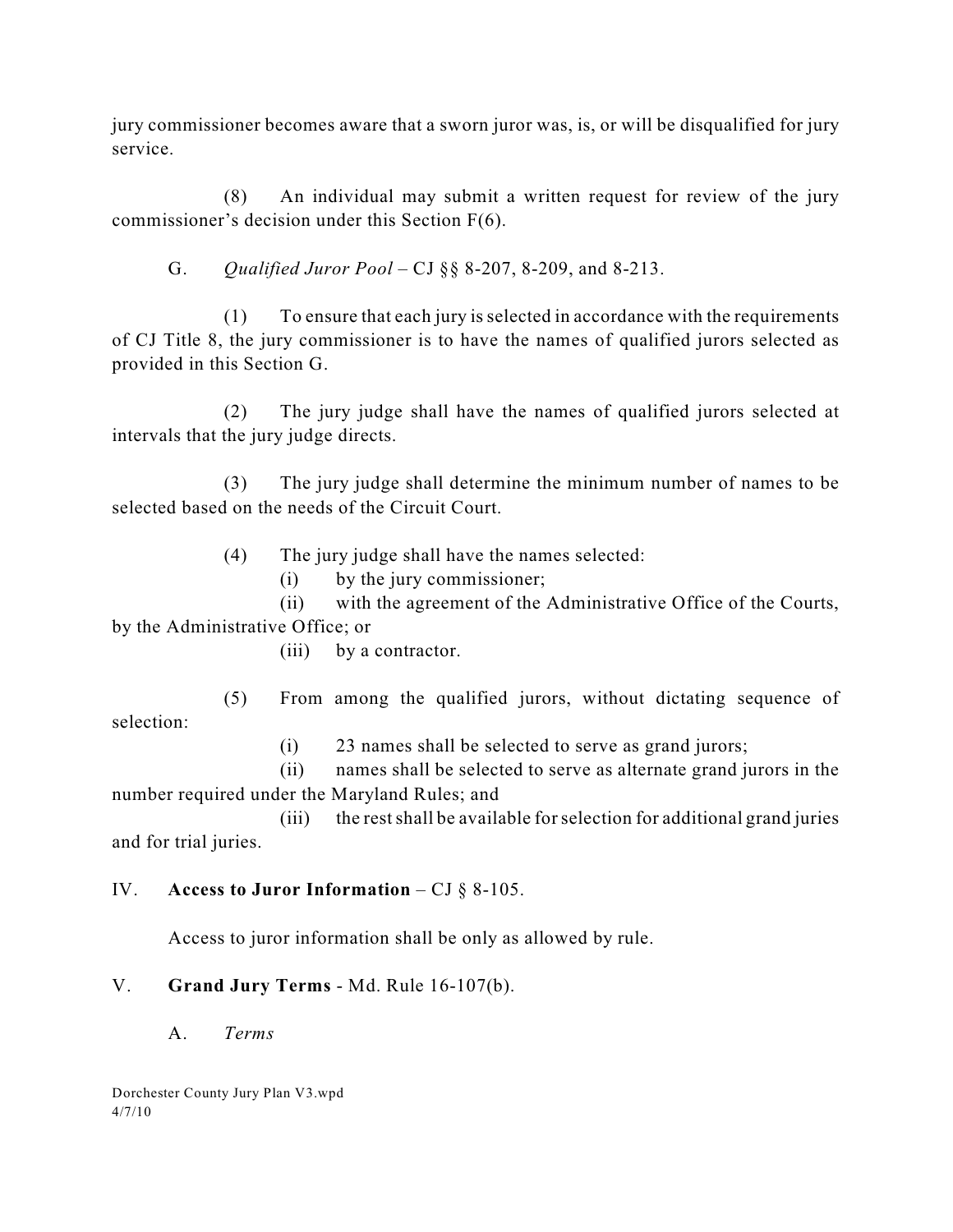jury commissioner becomes aware that a sworn juror was, is, or will be disqualified for jury service.

(8) An individual may submit a written request for review of the jury commissioner's decision under this Section F(6).

G. *Qualified Juror Pool* – CJ §§ 8-207, 8-209, and 8-213.

(1) To ensure that each jury is selected in accordance with the requirements of CJ Title 8, the jury commissioner is to have the names of qualified jurors selected as provided in this Section G.

(2) The jury judge shall have the names of qualified jurors selected at intervals that the jury judge directs.

(3) The jury judge shall determine the minimum number of names to be selected based on the needs of the Circuit Court.

(4) The jury judge shall have the names selected:

(i) by the jury commissioner;

(ii) with the agreement of the Administrative Office of the Courts, by the Administrative Office; or

(iii) by a contractor.

(5) From among the qualified jurors, without dictating sequence of selection:

(i) 23 names shall be selected to serve as grand jurors;

(ii) names shall be selected to serve as alternate grand jurors in the number required under the Maryland Rules; and

(iii) the rest shall be available for selection for additional grand juries and for trial juries.

IV. **Access to Juror Information** – CJ § 8-105.

Access to juror information shall be only as allowed by rule.

V. **Grand Jury Terms** - Md. Rule 16-107(b).

A. *Terms*

Dorchester County Jury Plan V3.wpd
4/7/10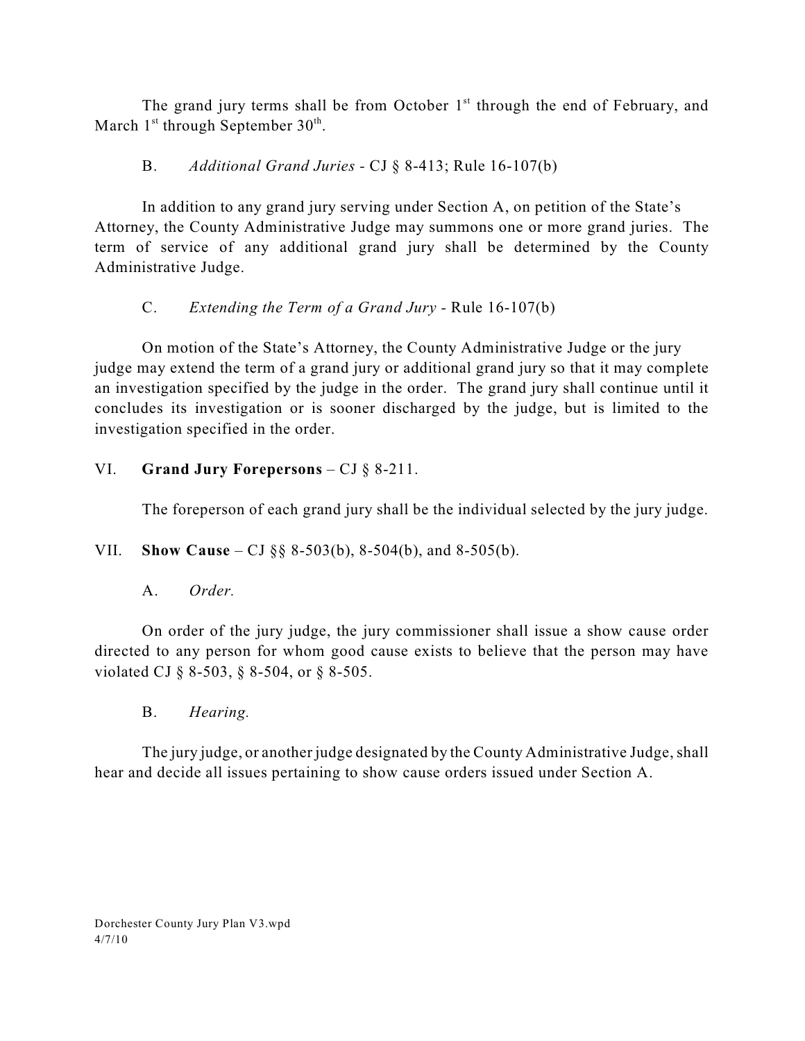The grand jury terms shall be from October 1st through the end of February, and March 1st through September 30th.

B. *Additional Grand Juries* - CJ § 8-413; Rule 16-107(b)

In addition to any grand jury serving under Section A, on petition of the State's Attorney, the County Administrative Judge may summons one or more grand juries. The term of service of any additional grand jury shall be determined by the County Administrative Judge.

C. *Extending the Term of a Grand Jury* - Rule 16-107(b)

On motion of the State's Attorney, the County Administrative Judge or the jury judge may extend the term of a grand jury or additional grand jury so that it may complete an investigation specified by the judge in the order. The grand jury shall continue until it concludes its investigation or is sooner discharged by the judge, but is limited to the investigation specified in the order.

VI. **Grand Jury Forepersons** – CJ § 8-211.

The foreperson of each grand jury shall be the individual selected by the jury judge.

VII. **Show Cause** – CJ §§ 8-503(b), 8-504(b), and 8-505(b).

A. *Order.*

On order of the jury judge, the jury commissioner shall issue a show cause order directed to any person for whom good cause exists to believe that the person may have violated CJ § 8-503, § 8-504, or § 8-505.

B. *Hearing.*

The jury judge, or another judge designated by the County Administrative Judge, shall hear and decide all issues pertaining to show cause orders issued under Section A.